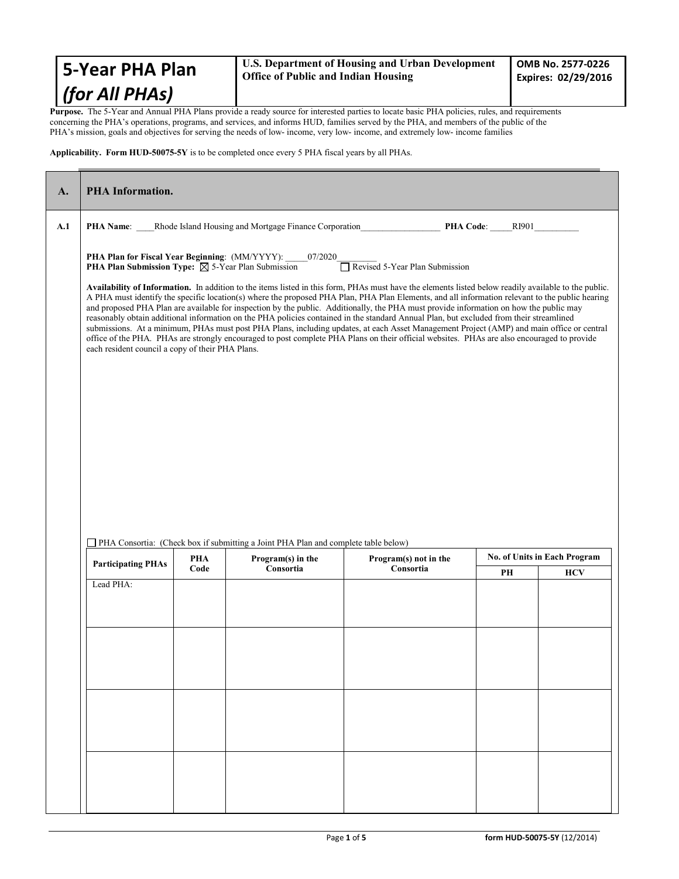| **5-Year PHA Plan** *(for All PHAs)* | **U.S. Department of Housing and Urban Development Office of Public and Indian Housing** | **OMB No. 2577-0226 Expires: 02/29/2016** |
|---|---|---|

**Purpose.** The 5-Year and Annual PHA Plans provide a ready source for interested parties to locate basic PHA policies, rules, and requirements concerning the PHA's operations, programs, and services, and informs HUD, families served by the PHA, and members of the public of the PHA's mission, goals and objectives for serving the needs of low- income, very low- income, and extremely low- income families

**Applicability. Form HUD-50075-5Y** is to be completed once every 5 PHA fiscal years by all PHAs.

## A. PHA Information.

**A.1**

**PHA Name**: ____Rhode Island Housing and Mortgage Finance Corporation__________________ **PHA Code**: _____RI901__________

**PHA Plan for Fiscal Year Beginning**: (MM/YYYY): _____07/2020_________

**PHA Plan Submission Type:** ☒ 5-Year Plan Submission ☐ Revised 5-Year Plan Submission

**Availability of Information.** In addition to the items listed in this form, PHAs must have the elements listed below readily available to the public. A PHA must identify the specific location(s) where the proposed PHA Plan, PHA Plan Elements, and all information relevant to the public hearing and proposed PHA Plan are available for inspection by the public. Additionally, the PHA must provide information on how the public may reasonably obtain additional information on the PHA policies contained in the standard Annual Plan, but excluded from their streamlined submissions. At a minimum, PHAs must post PHA Plans, including updates, at each Asset Management Project (AMP) and main office or central office of the PHA. PHAs are strongly encouraged to post complete PHA Plans on their official websites. PHAs are also encouraged to provide each resident council a copy of their PHA Plans.

☐ PHA Consortia: (Check box if submitting a Joint PHA Plan and complete table below)

| Participating PHAs | PHA Code | Program(s) in the Consortia | Program(s) not in the Consortia | No. of Units in Each Program | |
|---|---|---|---|---|---|
| | | | | PH | HCV |
| Lead PHA: | | | | | |
| | | | | | |
| | | | | | |
| | | | | | |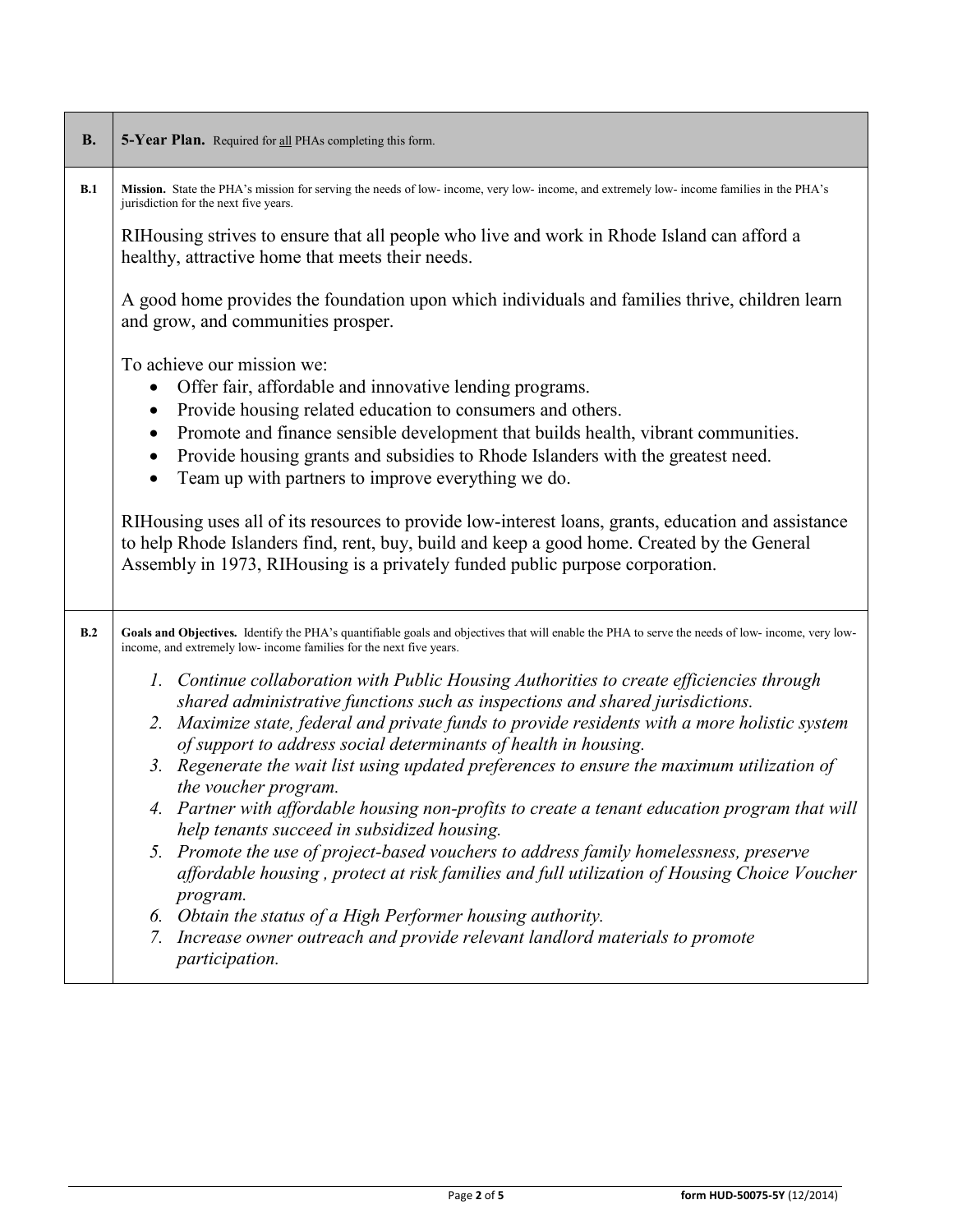| B. | **5-Year Plan.** Required for all PHAs completing this form. |
| --- | --- |
| B.1 | **Mission.** State the PHA's mission for serving the needs of low- income, very low- income, and extremely low- income families in the PHA's jurisdiction for the next five years.<br><br>RIHousing strives to ensure that all people who live and work in Rhode Island can afford a healthy, attractive home that meets their needs.<br><br>A good home provides the foundation upon which individuals and families thrive, children learn and grow, and communities prosper.<br><br>To achieve our mission we:<br>• Offer fair, affordable and innovative lending programs.<br>• Provide housing related education to consumers and others.<br>• Promote and finance sensible development that builds health, vibrant communities.<br>• Provide housing grants and subsidies to Rhode Islanders with the greatest need.<br>• Team up with partners to improve everything we do.<br><br>RIHousing uses all of its resources to provide low-interest loans, grants, education and assistance to help Rhode Islanders find, rent, buy, build and keep a good home. Created by the General Assembly in 1973, RIHousing is a privately funded public purpose corporation. |
| B.2 | **Goals and Objectives.** Identify the PHA's quantifiable goals and objectives that will enable the PHA to serve the needs of low- income, very low- income, and extremely low- income families for the next five years.<br><br>*1. Continue collaboration with Public Housing Authorities to create efficiencies through shared administrative functions such as inspections and shared jurisdictions.*<br>*2. Maximize state, federal and private funds to provide residents with a more holistic system of support to address social determinants of health in housing.*<br>*3. Regenerate the wait list using updated preferences to ensure the maximum utilization of the voucher program.*<br>*4. Partner with affordable housing non-profits to create a tenant education program that will help tenants succeed in subsidized housing.*<br>*5. Promote the use of project-based vouchers to address family homelessness, preserve affordable housing , protect at risk families and full utilization of Housing Choice Voucher program.*<br>*6. Obtain the status of a High Performer housing authority.*<br>*7. Increase owner outreach and provide relevant landlord materials to promote participation.* |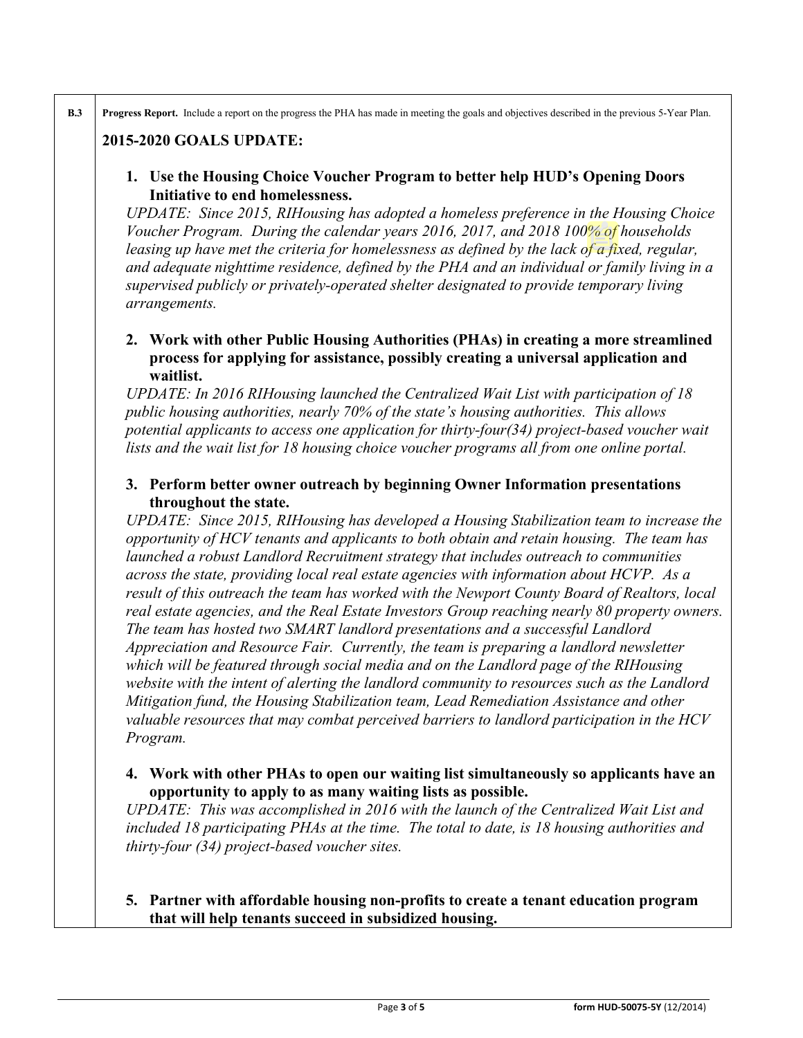**B.3** **Progress Report.** Include a report on the progress the PHA has made in meeting the goals and objectives described in the previous 5-Year Plan.

## 2015-2020 GOALS UPDATE:

1. **Use the Housing Choice Voucher Program to better help HUD's Opening Doors Initiative to end homelessness.**
   *UPDATE: Since 2015, RIHousing has adopted a homeless preference in the Housing Choice Voucher Program. During the calendar years 2016, 2017, and 2018 100% of households leasing up have met the criteria for homelessness as defined by the lack of a fixed, regular, and adequate nighttime residence, defined by the PHA and an individual or family living in a supervised publicly or privately-operated shelter designated to provide temporary living arrangements.*

2. **Work with other Public Housing Authorities (PHAs) in creating a more streamlined process for applying for assistance, possibly creating a universal application and waitlist.**
   *UPDATE: In 2016 RIHousing launched the Centralized Wait List with participation of 18 public housing authorities, nearly 70% of the state's housing authorities. This allows potential applicants to access one application for thirty-four(34) project-based voucher wait lists and the wait list for 18 housing choice voucher programs all from one online portal.*

3. **Perform better owner outreach by beginning Owner Information presentations throughout the state.**
   *UPDATE: Since 2015, RIHousing has developed a Housing Stabilization team to increase the opportunity of HCV tenants and applicants to both obtain and retain housing. The team has launched a robust Landlord Recruitment strategy that includes outreach to communities across the state, providing local real estate agencies with information about HCVP. As a result of this outreach the team has worked with the Newport County Board of Realtors, local real estate agencies, and the Real Estate Investors Group reaching nearly 80 property owners. The team has hosted two SMART landlord presentations and a successful Landlord Appreciation and Resource Fair. Currently, the team is preparing a landlord newsletter which will be featured through social media and on the Landlord page of the RIHousing website with the intent of alerting the landlord community to resources such as the Landlord Mitigation fund, the Housing Stabilization team, Lead Remediation Assistance and other valuable resources that may combat perceived barriers to landlord participation in the HCV Program.*

4. **Work with other PHAs to open our waiting list simultaneously so applicants have an opportunity to apply to as many waiting lists as possible.**
   *UPDATE: This was accomplished in 2016 with the launch of the Centralized Wait List and included 18 participating PHAs at the time. The total to date, is 18 housing authorities and thirty-four (34) project-based voucher sites.*

5. **Partner with affordable housing non-profits to create a tenant education program that will help tenants succeed in subsidized housing.**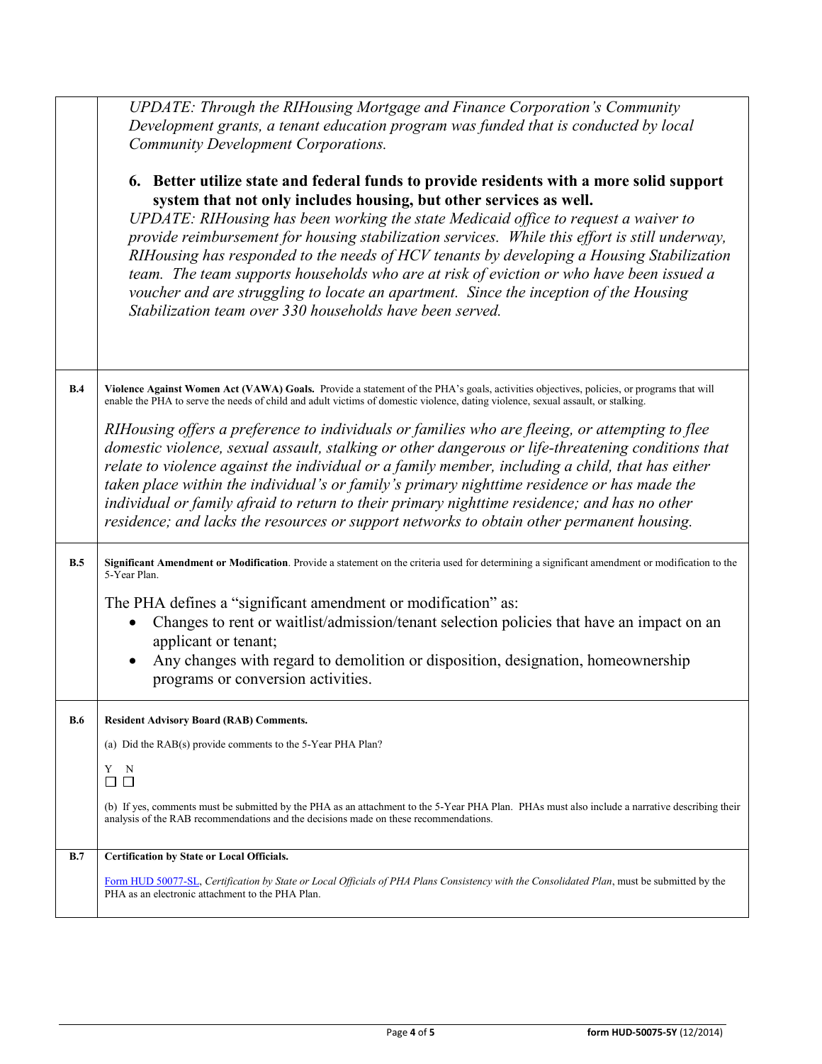| | |
|---|---|
| | *UPDATE: Through the RIHousing Mortgage and Finance Corporation's Community Development grants, a tenant education program was funded that is conducted by local Community Development Corporations.* <br><br> **6. Better utilize state and federal funds to provide residents with a more solid support system that not only includes housing, but other services as well.** <br> *UPDATE: RIHousing has been working the state Medicaid office to request a waiver to provide reimbursement for housing stabilization services. While this effort is still underway, RIHousing has responded to the needs of HCV tenants by developing a Housing Stabilization team. The team supports households who are at risk of eviction or who have been issued a voucher and are struggling to locate an apartment. Since the inception of the Housing Stabilization team over 330 households have been served.* |
| **B.4** | **Violence Against Women Act (VAWA) Goals.** Provide a statement of the PHA's goals, activities objectives, policies, or programs that will enable the PHA to serve the needs of child and adult victims of domestic violence, dating violence, sexual assault, or stalking. <br><br> *RIHousing offers a preference to individuals or families who are fleeing, or attempting to flee domestic violence, sexual assault, stalking or other dangerous or life-threatening conditions that relate to violence against the individual or a family member, including a child, that has either taken place within the individual's or family's primary nighttime residence or has made the individual or family afraid to return to their primary nighttime residence; and has no other residence; and lacks the resources or support networks to obtain other permanent housing.* |
| **B.5** | **Significant Amendment or Modification**. Provide a statement on the criteria used for determining a significant amendment or modification to the 5-Year Plan. <br><br> The PHA defines a "significant amendment or modification" as: <br> • Changes to rent or waitlist/admission/tenant selection policies that have an impact on an applicant or tenant; <br> • Any changes with regard to demolition or disposition, designation, homeownership programs or conversion activities. |
| **B.6** | **Resident Advisory Board (RAB) Comments.** <br><br> (a) Did the RAB(s) provide comments to the 5-Year PHA Plan? <br><br> Y N <br> ☐ ☐ <br><br> (b) If yes, comments must be submitted by the PHA as an attachment to the 5-Year PHA Plan. PHAs must also include a narrative describing their analysis of the RAB recommendations and the decisions made on these recommendations. |
| **B.7** | **Certification by State or Local Officials.** <br><br> Form HUD 50077-SL, *Certification by State or Local Officials of PHA Plans Consistency with the Consolidated Plan*, must be submitted by the PHA as an electronic attachment to the PHA Plan. |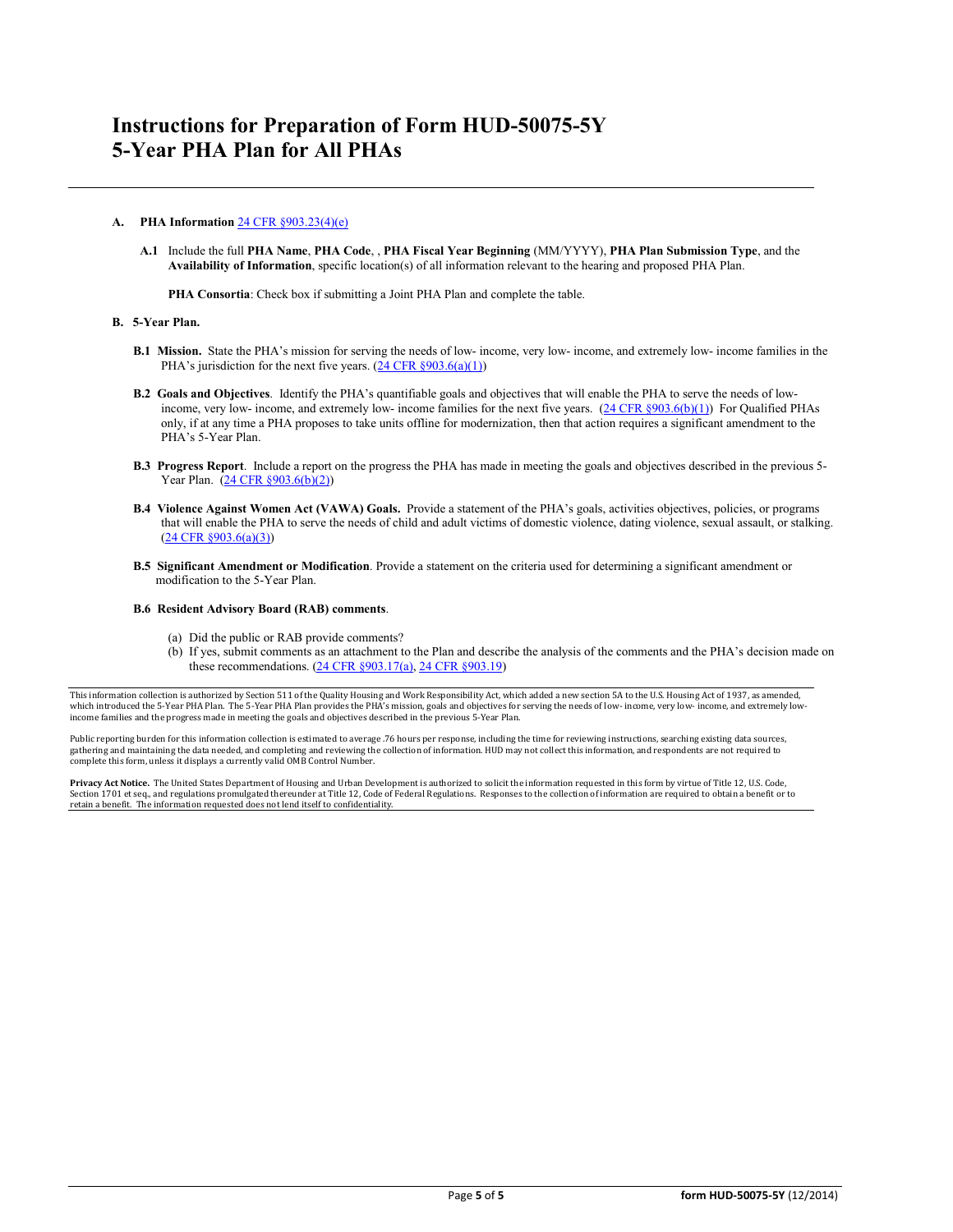# Instructions for Preparation of Form HUD-50075-5Y
# 5-Year PHA Plan for All PHAs

**A. PHA Information** 24 CFR §903.23(4)(e)

**A.1** Include the full **PHA Name**, **PHA Code**, , **PHA Fiscal Year Beginning** (MM/YYYY), **PHA Plan Submission Type**, and the **Availability of Information**, specific location(s) of all information relevant to the hearing and proposed PHA Plan.

**PHA Consortia**: Check box if submitting a Joint PHA Plan and complete the table.

**B. 5-Year Plan.**

**B.1 Mission.** State the PHA's mission for serving the needs of low- income, very low- income, and extremely low- income families in the PHA's jurisdiction for the next five years. (24 CFR §903.6(a)(1))

**B.2 Goals and Objectives**. Identify the PHA's quantifiable goals and objectives that will enable the PHA to serve the needs of low-income, very low- income, and extremely low- income families for the next five years. (24 CFR §903.6(b)(1)) For Qualified PHAs only, if at any time a PHA proposes to take units offline for modernization, then that action requires a significant amendment to the PHA's 5-Year Plan.

**B.3 Progress Report**. Include a report on the progress the PHA has made in meeting the goals and objectives described in the previous 5-Year Plan. (24 CFR §903.6(b)(2))

**B.4 Violence Against Women Act (VAWA) Goals.** Provide a statement of the PHA's goals, activities objectives, policies, or programs that will enable the PHA to serve the needs of child and adult victims of domestic violence, dating violence, sexual assault, or stalking. (24 CFR §903.6(a)(3))

**B.5 Significant Amendment or Modification**. Provide a statement on the criteria used for determining a significant amendment or modification to the 5-Year Plan.

**B.6 Resident Advisory Board (RAB) comments**.

(a) Did the public or RAB provide comments?

(b) If yes, submit comments as an attachment to the Plan and describe the analysis of the comments and the PHA's decision made on these recommendations. (24 CFR §903.17(a), 24 CFR §903.19)

This information collection is authorized by Section 511 of the Quality Housing and Work Responsibility Act, which added a new section 5A to the U.S. Housing Act of 1937, as amended, which introduced the 5-Year PHA Plan. The 5-Year PHA Plan provides the PHA's mission, goals and objectives for serving the needs of low- income, very low- income, and extremely low-income families and the progress made in meeting the goals and objectives described in the previous 5-Year Plan.

Public reporting burden for this information collection is estimated to average .76 hours per response, including the time for reviewing instructions, searching existing data sources, gathering and maintaining the data needed, and completing and reviewing the collection of information. HUD may not collect this information, and respondents are not required to complete this form, unless it displays a currently valid OMB Control Number.

**Privacy Act Notice.** The United States Department of Housing and Urban Development is authorized to solicit the information requested in this form by virtue of Title 12, U.S. Code, Section 1701 et seq., and regulations promulgated thereunder at Title 12, Code of Federal Regulations. Responses to the collection of information are required to obtain a benefit or to retain a benefit. The information requested does not lend itself to confidentiality.